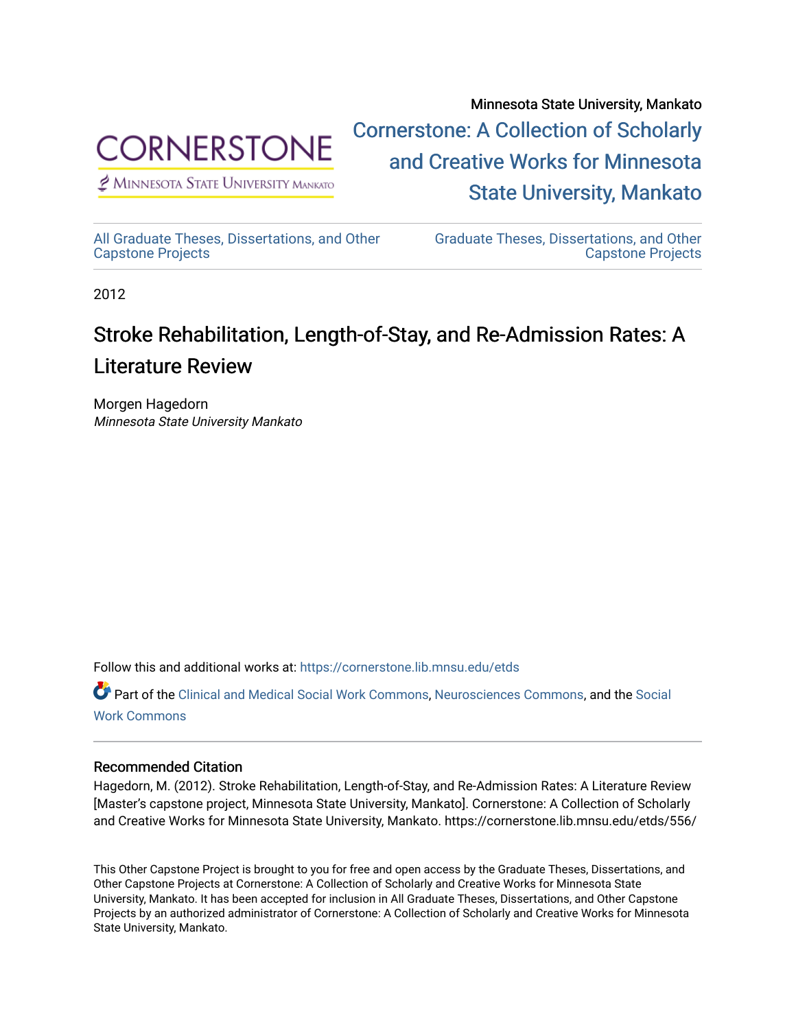Minnesota State University, Mankato

Cornerstone: A Collection of Scholarly and Creative Works for Minnesota State University, Mankato

All Graduate Theses, Dissertations, and Other Capstone Projects

Graduate Theses, Dissertations, and Other Capstone Projects

2012

# Stroke Rehabilitation, Length-of-Stay, and Re-Admission Rates: A Literature Review

Morgen Hagedorn
*Minnesota State University Mankato*

Follow this and additional works at: https://cornerstone.lib.mnsu.edu/etds

Part of the Clinical and Medical Social Work Commons, Neurosciences Commons, and the Social Work Commons

## Recommended Citation

Hagedorn, M. (2012). Stroke Rehabilitation, Length-of-Stay, and Re-Admission Rates: A Literature Review [Master's capstone project, Minnesota State University, Mankato]. Cornerstone: A Collection of Scholarly and Creative Works for Minnesota State University, Mankato. https://cornerstone.lib.mnsu.edu/etds/556/

This Other Capstone Project is brought to you for free and open access by the Graduate Theses, Dissertations, and Other Capstone Projects at Cornerstone: A Collection of Scholarly and Creative Works for Minnesota State University, Mankato. It has been accepted for inclusion in All Graduate Theses, Dissertations, and Other Capstone Projects by an authorized administrator of Cornerstone: A Collection of Scholarly and Creative Works for Minnesota State University, Mankato.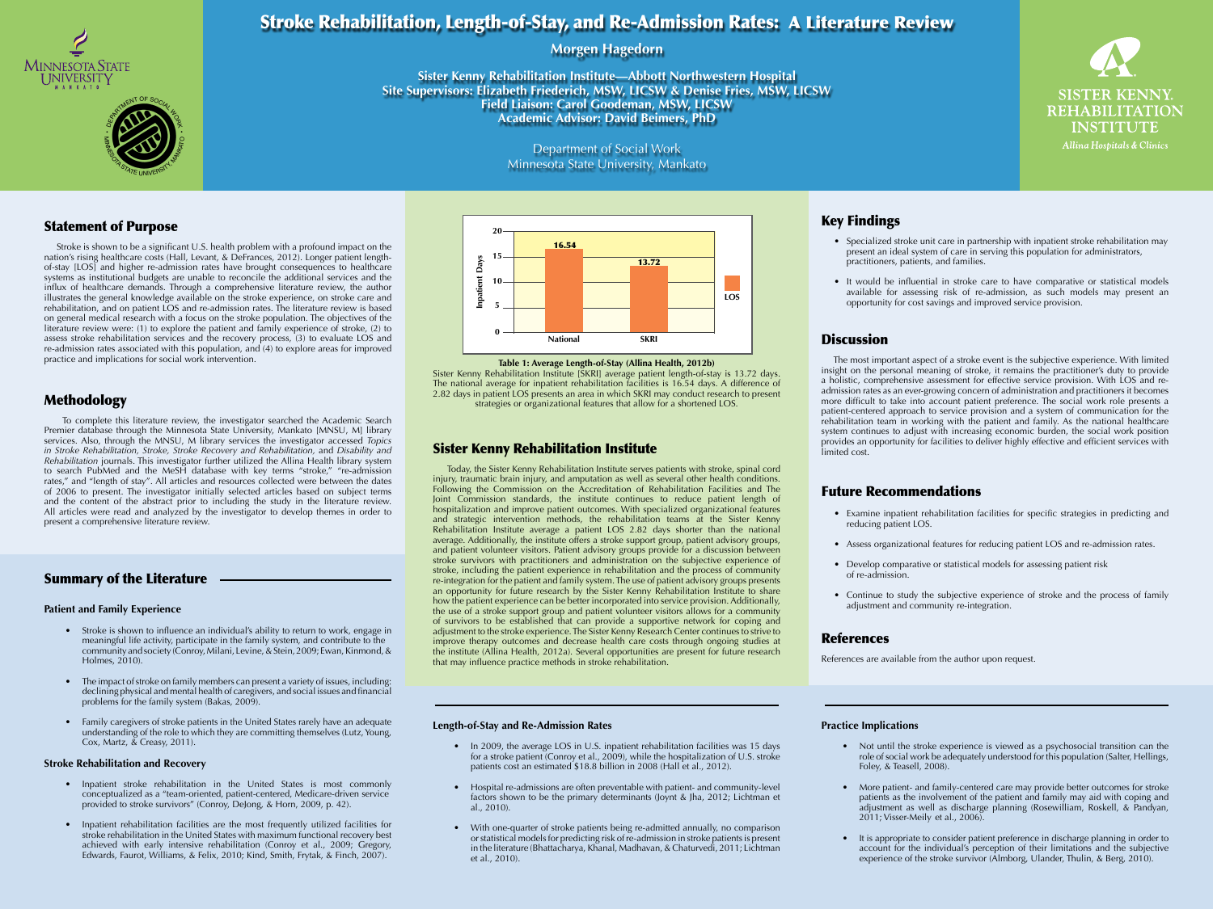# Stroke Rehabilitation, Length-of-Stay, and Re-Admission Rates: A Literature Review

**Morgen Hagedorn**

**Sister Kenny Rehabilitation Institute—Abbott Northwestern Hospital**
**Site Supervisors: Elizabeth Friederich, MSW, LICSW & Denise Fries, MSW, LICSW**
**Field Liaison: Carol Goodeman, MSW, LICSW**
**Academic Advisor: David Beimers, PhD**

Department of Social Work
Minnesota State University, Mankato

## Statement of Purpose

Stroke is shown to be a significant U.S. health problem with a profound impact on the nation's rising healthcare costs (Hall, Levant, & DeFrances, 2012). Longer patient length-of-stay [LOS] and higher re-admission rates have brought consequences to healthcare systems as institutional budgets are unable to reconcile the additional services and the influx of healthcare demands. Through a comprehensive literature review, the author illustrates the general knowledge available on the stroke experience, on stroke care and rehabilitation, and on patient LOS and re-admission rates. The literature review is based on general medical research with a focus on the stroke population. The objectives of the literature review were: (1) to explore the patient and family experience of stroke, (2) to assess stroke rehabilitation services and the recovery process, (3) to evaluate LOS and re-admission rates associated with this population, and (4) to explore areas for improved practice and implications for social work intervention.

## Methodology

To complete this literature review, the investigator searched the Academic Search Premier database through the Minnesota State University, Mankato [MNSU, M] library services. Also, through the MNSU, M library services the investigator accessed *Topics in Stroke Rehabilitation*, *Stroke*, *Stroke Recovery and Rehabilitation*, and *Disability and Rehabilitation* journals. This investigator further utilized the Allina Health library system to search PubMed and the MeSH database with key terms "stroke," "re-admission rates," and "length of stay". All articles and resources collected were between the dates of 2006 to present. The investigator initially selected articles based on subject terms and the content of the abstract prior to including the study in the literature review. All articles were read and analyzed by the investigator to develop themes in order to present a comprehensive literature review.

## Summary of the Literature

### Patient and Family Experience

- Stroke is shown to influence an individual's ability to return to work, engage in meaningful life activity, participate in the family system, and contribute to the community and society (Conroy, Milani, Levine, & Stein, 2009; Ewan, Kinmond, & Holmes, 2010).
- The impact of stroke on family members can present a variety of issues, including: declining physical and mental health of caregivers, and social issues and financial problems for the family system (Bakas, 2009).
- Family caregivers of stroke patients in the United States rarely have an adequate understanding of the role to which they are committing themselves (Lutz, Young, Cox, Martz, & Creasy, 2011).

### Stroke Rehabilitation and Recovery

- Inpatient stroke rehabilitation in the United States is most commonly conceptualized as a "team-oriented, patient-centered, Medicare-driven service provided to stroke survivors" (Conroy, DeJong, & Horn, 2009, p. 42).
- Inpatient rehabilitation facilities are the most frequently utilized facilities for stroke rehabilitation in the United States with maximum functional recovery best achieved with early intensive rehabilitation (Conroy et al., 2009; Gregory, Edwards, Faurot, Williams, & Felix, 2010; Kind, Smith, Frytak, & Finch, 2007).

Inpatient Days
20
15
10
5
0
16.54
13.72
National
SKRI
LOS

**Table 1: Average Length-of-Stay (Allina Health, 2012b)**

Sister Kenny Rehabilitation Institute [SKRI] average patient length-of-stay is 13.72 days. The national average for inpatient rehabilitation facilities is 16.54 days. A difference of 2.82 days in patient LOS presents an area in which SKRI may conduct research to present strategies or organizational features that allow for a shortened LOS.

## Sister Kenny Rehabilitation Institute

Today, the Sister Kenny Rehabilitation Institute serves patients with stroke, spinal cord injury, traumatic brain injury, and amputation as well as several other health conditions. Following the Commission on the Accreditation of Rehabilitation Facilities and The Joint Commission standards, the institute continues to reduce patient length of hospitalization and improve patient outcomes. With specialized organizational features and strategic intervention methods, the rehabilitation teams at the Sister Kenny Rehabilitation Institute average a patient LOS 2.82 days shorter than the national average. Additionally, the institute offers a stroke support group, patient advisory groups, and patient volunteer visitors. Patient advisory groups provide for a discussion between stroke survivors with practitioners and administration on the subjective experience of stroke, including the patient experience in rehabilitation and the process of community re-integration for the patient and family system. The use of patient advisory groups presents an opportunity for future research by the Sister Kenny Rehabilitation Institute to share how the patient experience can be better incorporated into service provision. Additionally, the use of a stroke support group and patient volunteer visitors allows for a community of survivors to be established that can provide a supportive network for coping and adjustment to the stroke experience. The Sister Kenny Research Center continues to strive to improve therapy outcomes and decrease health care costs through ongoing studies at the institute (Allina Health, 2012a). Several opportunities are present for future research that may influence practice methods in stroke rehabilitation.

### Length-of-Stay and Re-Admission Rates

- In 2009, the average LOS in U.S. inpatient rehabilitation facilities was 15 days for a stroke patient (Conroy et al., 2009), while the hospitalization of U.S. stroke patients cost an estimated $18.8 billion in 2008 (Hall et al., 2012).
- Hospital re-admissions are often preventable with patient- and community-level factors shown to be the primary determinants (Joynt & Jha, 2012; Lichtman et al., 2010).
- With one-quarter of stroke patients being re-admitted annually, no comparison or statistical models for predicting risk of re-admission in stroke patients is present in the literature (Bhattacharya, Khanal, Madhavan, & Chaturvedi, 2011; Lichtman et al., 2010).

## Key Findings

- Specialized stroke unit care in partnership with inpatient stroke rehabilitation may present an ideal system of care in serving this population for administrators, practitioners, patients, and families.
- It would be influential in stroke care to have comparative or statistical models available for assessing risk of re-admission, as such models may present an opportunity for cost savings and improved service provision.

## Discussion

The most important aspect of a stroke event is the subjective experience. With limited insight on the personal meaning of stroke, it remains the practitioner's duty to provide a holistic, comprehensive assessment for effective service provision. With LOS and re-admission rates as an ever-growing concern of administration and practitioners it becomes more difficult to take into account patient preference. The social work role presents a patient-centered approach to service provision and a system of communication for the rehabilitation team in working with the patient and family. As the national healthcare system continues to adjust with increasing economic burden, the social work position provides an opportunity for facilities to deliver highly effective and efficient services with limited cost.

## Future Recommendations

- Examine inpatient rehabilitation facilities for specific strategies in predicting and reducing patient LOS.
- Assess organizational features for reducing patient LOS and re-admission rates.
- Develop comparative or statistical models for assessing patient risk of re-admission.
- Continue to study the subjective experience of stroke and the process of family adjustment and community re-integration.

## References

References are available from the author upon request.

### Practice Implications

- Not until the stroke experience is viewed as a psychosocial transition can the role of social work be adequately understood for this population (Salter, Hellings, Foley, & Teasell, 2008).
- More patient- and family-centered care may provide better outcomes for stroke patients as the involvement of the patient and family may aid with coping and adjustment as well as discharge planning (Rosewilliam, Roskell, & Pandyan, 2011; Visser-Meily et al., 2006).
- It is appropriate to consider patient preference in discharge planning in order to account for the individual's perception of their limitations and the subjective experience of the stroke survivor (Almborg, Ulander, Thulin, & Berg, 2010).